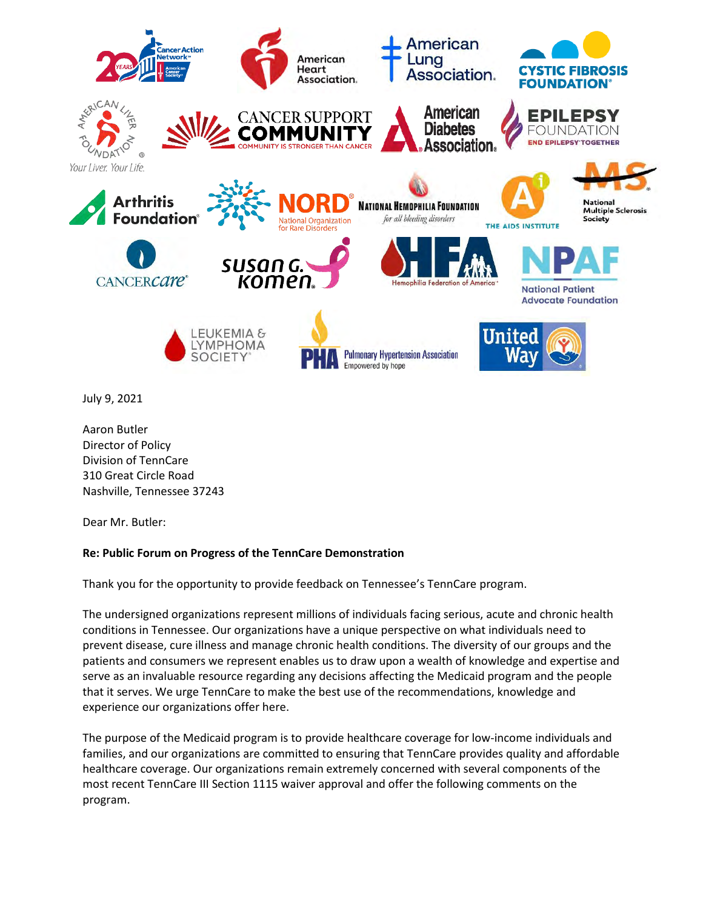July 9, 2021

Aaron Butler
Director of Policy
Division of TennCare
310 Great Circle Road
Nashville, Tennessee 37243

Dear Mr. Butler:

**Re: Public Forum on Progress of the TennCare Demonstration**

Thank you for the opportunity to provide feedback on Tennessee's TennCare program.

The undersigned organizations represent millions of individuals facing serious, acute and chronic health conditions in Tennessee. Our organizations have a unique perspective on what individuals need to prevent disease, cure illness and manage chronic health conditions. The diversity of our groups and the patients and consumers we represent enables us to draw upon a wealth of knowledge and expertise and serve as an invaluable resource regarding any decisions affecting the Medicaid program and the people that it serves. We urge TennCare to make the best use of the recommendations, knowledge and experience our organizations offer here.

The purpose of the Medicaid program is to provide healthcare coverage for low-income individuals and families, and our organizations are committed to ensuring that TennCare provides quality and affordable healthcare coverage. Our organizations remain extremely concerned with several components of the most recent TennCare III Section 1115 waiver approval and offer the following comments on the program.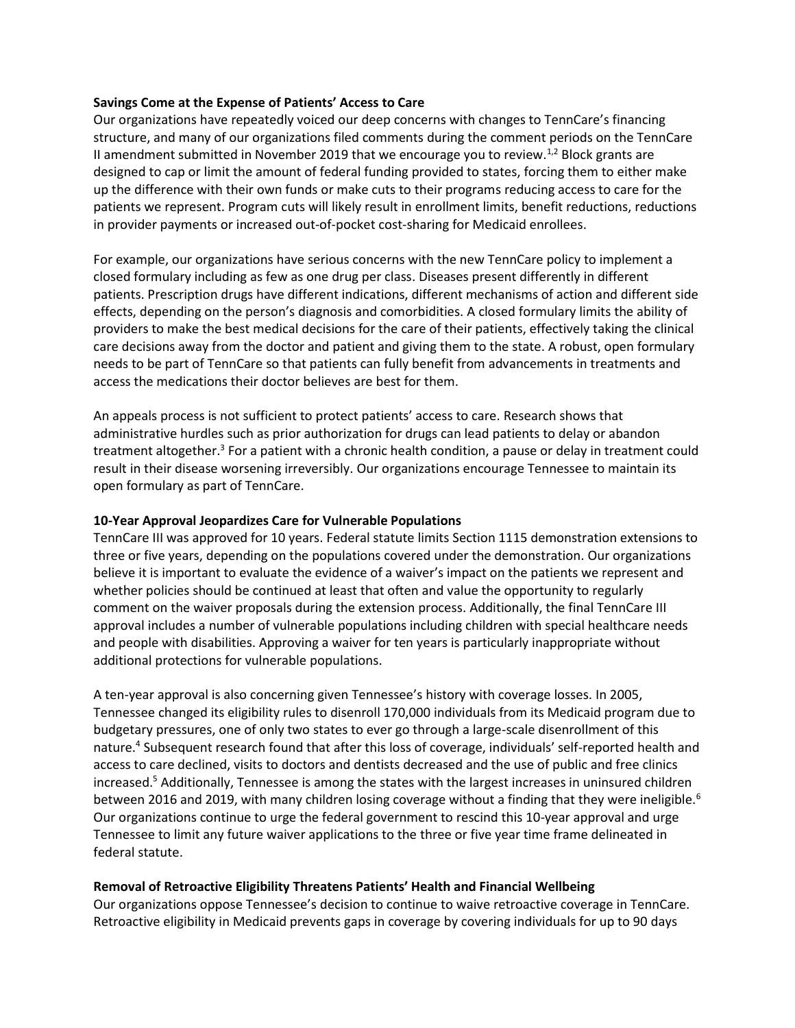**Savings Come at the Expense of Patients' Access to Care**

Our organizations have repeatedly voiced our deep concerns with changes to TennCare's financing structure, and many of our organizations filed comments during the comment periods on the TennCare II amendment submitted in November 2019 that we encourage you to review.[1,2] Block grants are designed to cap or limit the amount of federal funding provided to states, forcing them to either make up the difference with their own funds or make cuts to their programs reducing access to care for the patients we represent. Program cuts will likely result in enrollment limits, benefit reductions, reductions in provider payments or increased out-of-pocket cost-sharing for Medicaid enrollees.

For example, our organizations have serious concerns with the new TennCare policy to implement a closed formulary including as few as one drug per class. Diseases present differently in different patients. Prescription drugs have different indications, different mechanisms of action and different side effects, depending on the person's diagnosis and comorbidities. A closed formulary limits the ability of providers to make the best medical decisions for the care of their patients, effectively taking the clinical care decisions away from the doctor and patient and giving them to the state. A robust, open formulary needs to be part of TennCare so that patients can fully benefit from advancements in treatments and access the medications their doctor believes are best for them.

An appeals process is not sufficient to protect patients' access to care. Research shows that administrative hurdles such as prior authorization for drugs can lead patients to delay or abandon treatment altogether.[3] For a patient with a chronic health condition, a pause or delay in treatment could result in their disease worsening irreversibly. Our organizations encourage Tennessee to maintain its open formulary as part of TennCare.

**10-Year Approval Jeopardizes Care for Vulnerable Populations**

TennCare III was approved for 10 years. Federal statute limits Section 1115 demonstration extensions to three or five years, depending on the populations covered under the demonstration. Our organizations believe it is important to evaluate the evidence of a waiver's impact on the patients we represent and whether policies should be continued at least that often and value the opportunity to regularly comment on the waiver proposals during the extension process. Additionally, the final TennCare III approval includes a number of vulnerable populations including children with special healthcare needs and people with disabilities. Approving a waiver for ten years is particularly inappropriate without additional protections for vulnerable populations.

A ten-year approval is also concerning given Tennessee's history with coverage losses. In 2005, Tennessee changed its eligibility rules to disenroll 170,000 individuals from its Medicaid program due to budgetary pressures, one of only two states to ever go through a large-scale disenrollment of this nature.[4] Subsequent research found that after this loss of coverage, individuals' self-reported health and access to care declined, visits to doctors and dentists decreased and the use of public and free clinics increased.[5] Additionally, Tennessee is among the states with the largest increases in uninsured children between 2016 and 2019, with many children losing coverage without a finding that they were ineligible.[6] Our organizations continue to urge the federal government to rescind this 10-year approval and urge Tennessee to limit any future waiver applications to the three or five year time frame delineated in federal statute.

**Removal of Retroactive Eligibility Threatens Patients' Health and Financial Wellbeing**

Our organizations oppose Tennessee's decision to continue to waive retroactive coverage in TennCare. Retroactive eligibility in Medicaid prevents gaps in coverage by covering individuals for up to 90 days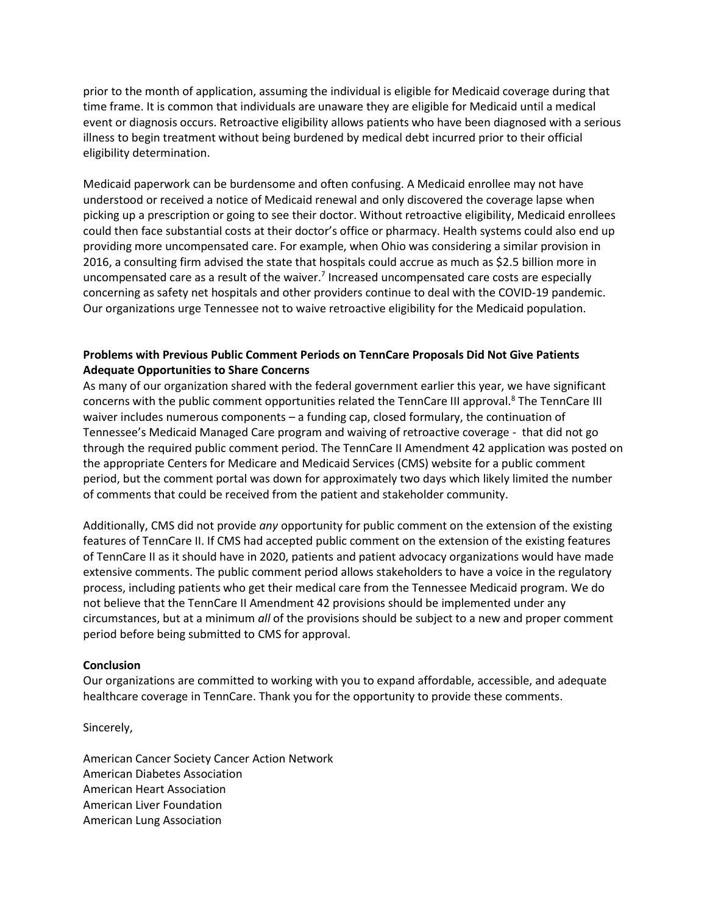prior to the month of application, assuming the individual is eligible for Medicaid coverage during that time frame. It is common that individuals are unaware they are eligible for Medicaid until a medical event or diagnosis occurs. Retroactive eligibility allows patients who have been diagnosed with a serious illness to begin treatment without being burdened by medical debt incurred prior to their official eligibility determination.

Medicaid paperwork can be burdensome and often confusing. A Medicaid enrollee may not have understood or received a notice of Medicaid renewal and only discovered the coverage lapse when picking up a prescription or going to see their doctor. Without retroactive eligibility, Medicaid enrollees could then face substantial costs at their doctor's office or pharmacy. Health systems could also end up providing more uncompensated care. For example, when Ohio was considering a similar provision in 2016, a consulting firm advised the state that hospitals could accrue as much as $2.5 billion more in uncompensated care as a result of the waiver.[7] Increased uncompensated care costs are especially concerning as safety net hospitals and other providers continue to deal with the COVID-19 pandemic. Our organizations urge Tennessee not to waive retroactive eligibility for the Medicaid population.

**Problems with Previous Public Comment Periods on TennCare Proposals Did Not Give Patients Adequate Opportunities to Share Concerns**

As many of our organization shared with the federal government earlier this year, we have significant concerns with the public comment opportunities related the TennCare III approval.[8] The TennCare III waiver includes numerous components – a funding cap, closed formulary, the continuation of Tennessee's Medicaid Managed Care program and waiving of retroactive coverage - that did not go through the required public comment period. The TennCare II Amendment 42 application was posted on the appropriate Centers for Medicare and Medicaid Services (CMS) website for a public comment period, but the comment portal was down for approximately two days which likely limited the number of comments that could be received from the patient and stakeholder community.

Additionally, CMS did not provide *any* opportunity for public comment on the extension of the existing features of TennCare II. If CMS had accepted public comment on the extension of the existing features of TennCare II as it should have in 2020, patients and patient advocacy organizations would have made extensive comments. The public comment period allows stakeholders to have a voice in the regulatory process, including patients who get their medical care from the Tennessee Medicaid program. We do not believe that the TennCare II Amendment 42 provisions should be implemented under any circumstances, but at a minimum *all* of the provisions should be subject to a new and proper comment period before being submitted to CMS for approval.

**Conclusion**

Our organizations are committed to working with you to expand affordable, accessible, and adequate healthcare coverage in TennCare. Thank you for the opportunity to provide these comments.

Sincerely,

American Cancer Society Cancer Action Network
American Diabetes Association
American Heart Association
American Liver Foundation
American Lung Association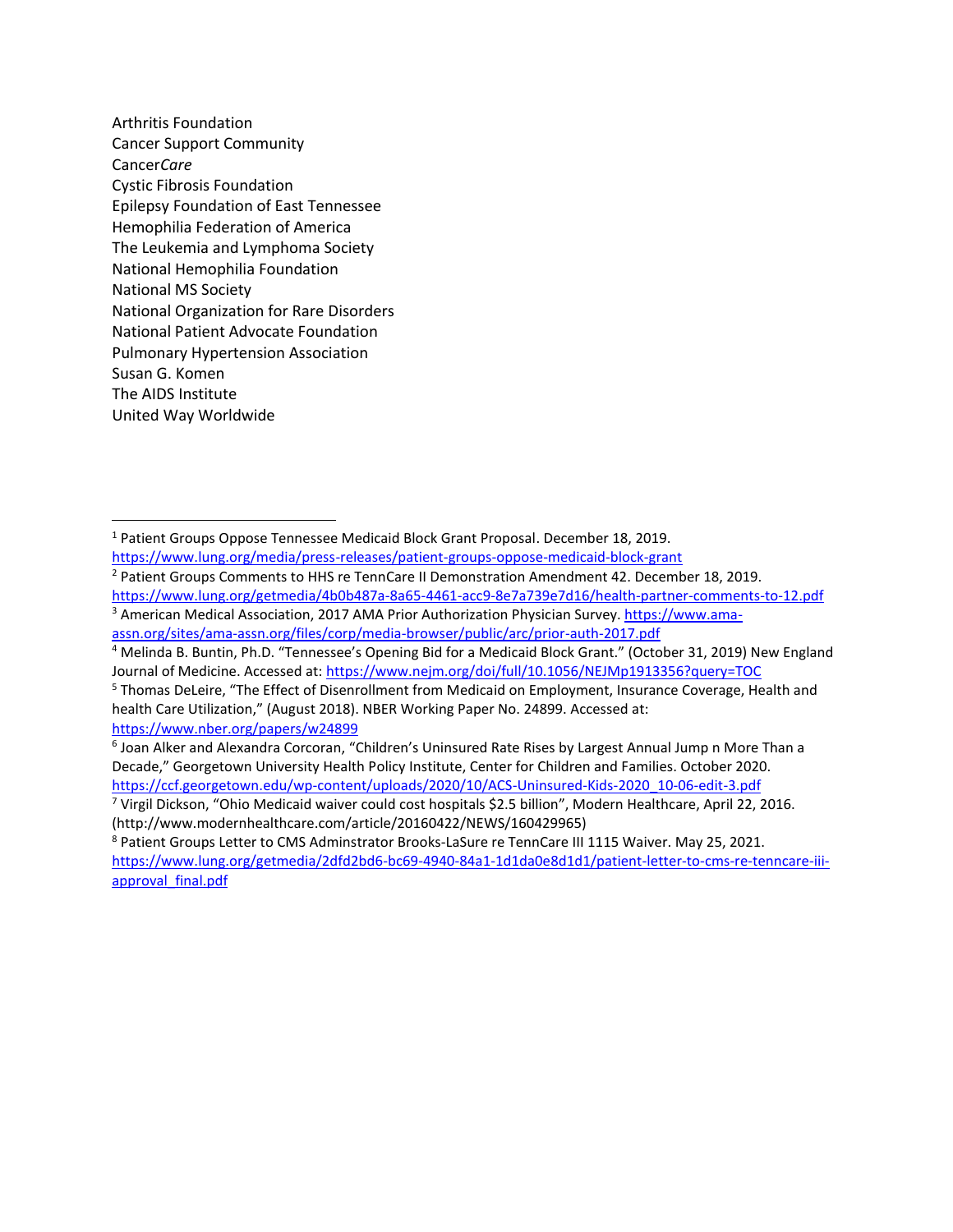Arthritis Foundation
Cancer Support Community
Cancer*Care*
Cystic Fibrosis Foundation
Epilepsy Foundation of East Tennessee
Hemophilia Federation of America
The Leukemia and Lymphoma Society
National Hemophilia Foundation
National MS Society
National Organization for Rare Disorders
National Patient Advocate Foundation
Pulmonary Hypertension Association
Susan G. Komen
The AIDS Institute
United Way Worldwide

---

[1] Patient Groups Oppose Tennessee Medicaid Block Grant Proposal. December 18, 2019. https://www.lung.org/media/press-releases/patient-groups-oppose-medicaid-block-grant

[2] Patient Groups Comments to HHS re TennCare II Demonstration Amendment 42. December 18, 2019. https://www.lung.org/getmedia/4b0b487a-8a65-4461-acc9-8e7a739e7d16/health-partner-comments-to-12.pdf

[3] American Medical Association, 2017 AMA Prior Authorization Physician Survey. https://www.ama-assn.org/sites/ama-assn.org/files/corp/media-browser/public/arc/prior-auth-2017.pdf

[4] Melinda B. Buntin, Ph.D. "Tennessee's Opening Bid for a Medicaid Block Grant." (October 31, 2019) New England Journal of Medicine. Accessed at: https://www.nejm.org/doi/full/10.1056/NEJMp1913356?query=TOC

[5] Thomas DeLeire, "The Effect of Disenrollment from Medicaid on Employment, Insurance Coverage, Health and health Care Utilization," (August 2018). NBER Working Paper No. 24899. Accessed at: https://www.nber.org/papers/w24899

[6] Joan Alker and Alexandra Corcoran, "Children's Uninsured Rate Rises by Largest Annual Jump n More Than a Decade," Georgetown University Health Policy Institute, Center for Children and Families. October 2020. https://ccf.georgetown.edu/wp-content/uploads/2020/10/ACS-Uninsured-Kids-2020_10-06-edit-3.pdf

[7] Virgil Dickson, "Ohio Medicaid waiver could cost hospitals $2.5 billion", Modern Healthcare, April 22, 2016. (http://www.modernhealthcare.com/article/20160422/NEWS/160429965)

[8] Patient Groups Letter to CMS Adminstrator Brooks-LaSure re TennCare III 1115 Waiver. May 25, 2021. https://www.lung.org/getmedia/2dfd2bd6-bc69-4940-84a1-1d1da0e8d1d1/patient-letter-to-cms-re-tenncare-iii-approval_final.pdf